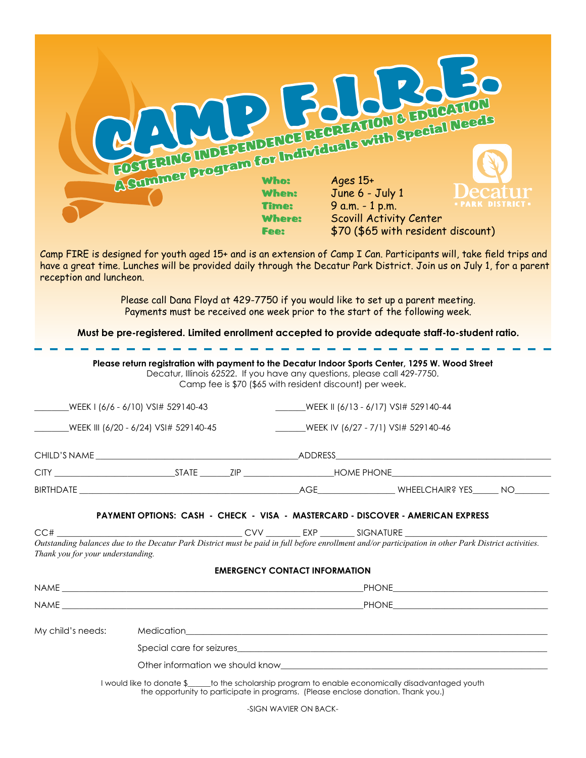# CAMP F.I.R.E.

## FOSTERING INDEPENDENCE RECREATION & EDUCATION

### A Summer Program for Individuals with Special Needs

**Who:** Ages 15+
**When:** June 6 - July 1
**Time:** 9 a.m. - 1 p.m.
**Where:** Scovill Activity Center
**Fee:** $70 ($65 with resident discount)

Decatur PARK DISTRICT

Camp FIRE is designed for youth aged 15+ and is an extension of Camp I Can. Participants will, take field trips and have a great time. Lunches will be provided daily through the Decatur Park District. Join us on July 1, for a parent reception and luncheon.

Please call Dana Floyd at 429-7750 if you would like to set up a parent meeting.
Payments must be received one week prior to the start of the following week.

**Must be pre-registered. Limited enrollment accepted to provide adequate staff-to-student ratio.**

---

**Please return registration with payment to the Decatur Indoor Sports Center, 1295 W. Wood Street**
Decatur, Illinois 62522. If you have any questions, please call 429-7750.
Camp fee is $70 ($65 with resident discount) per week.

________WEEK I (6/6 - 6/10) VSI# 529140-43 _______WEEK II (6/13 - 6/17) VSI# 529140-44

________WEEK III (6/20 - 6/24) VSI# 529140-45 _______WEEK IV (6/27 - 7/1) VSI# 529140-46

CHILD'S NAME ____________________ ADDRESS ____________________

CITY ____________ STATE ______ ZIP __________ HOME PHONE ____________________

BIRTHDATE ____________________ AGE __________ WHEELCHAIR? YES ______ NO ________

**PAYMENT OPTIONS: CASH - CHECK - VISA - MASTERCARD - DISCOVER - AMERICAN EXPRESS**

CC# ____________________ CVV ________ EXP ________ SIGNATURE ____________________

*Outstanding balances due to the Decatur Park District must be paid in full before enrollment and/or participation in other Park District activities. Thank you for your understanding.*

**EMERGENCY CONTACT INFORMATION**

NAME ____________________ PHONE ____________________

NAME ____________________ PHONE ____________________

My child's needs:
- Medication ____________________
- Special care for seizures ____________________
- Other information we should know ____________________

I would like to donate $______to the scholarship program to enable economically disadvantaged youth the opportunity to participate in programs. (Please enclose donation. Thank you.)

-SIGN WAVIER ON BACK-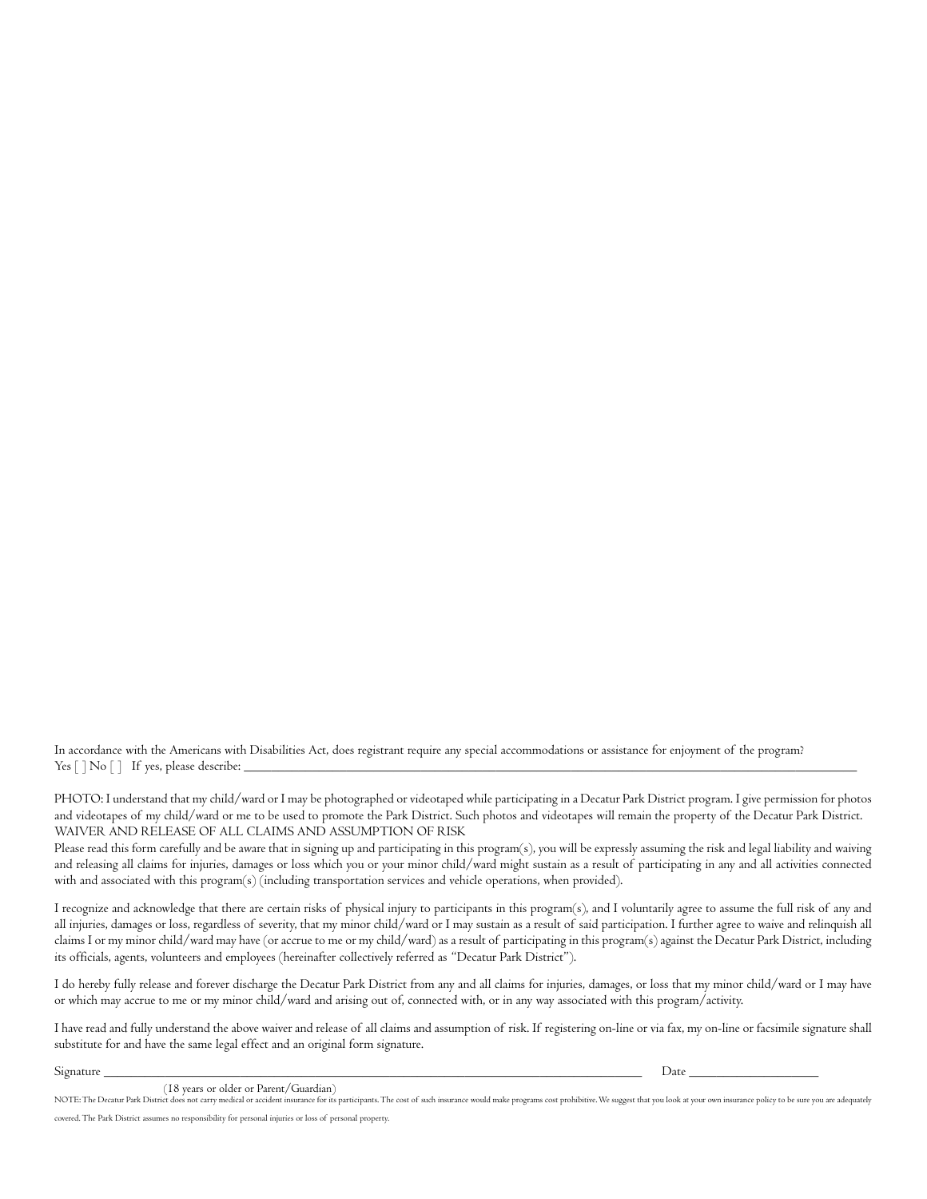In accordance with the Americans with Disabilities Act, does registrant require any special accommodations or assistance for enjoyment of the program?
Yes [ ] No [ ] If yes, please describe: ___________________________________________________________________________________________

PHOTO: I understand that my child/ward or I may be photographed or videotaped while participating in a Decatur Park District program. I give permission for photos and videotapes of my child/ward or me to be used to promote the Park District. Such photos and videotapes will remain the property of the Decatur Park District.
WAIVER AND RELEASE OF ALL CLAIMS AND ASSUMPTION OF RISK
Please read this form carefully and be aware that in signing up and participating in this program(s), you will be expressly assuming the risk and legal liability and waiving and releasing all claims for injuries, damages or loss which you or your minor child/ward might sustain as a result of participating in any and all activities connected with and associated with this program(s) (including transportation services and vehicle operations, when provided).

I recognize and acknowledge that there are certain risks of physical injury to participants in this program(s), and I voluntarily agree to assume the full risk of any and all injuries, damages or loss, regardless of severity, that my minor child/ward or I may sustain as a result of said participation. I further agree to waive and relinquish all claims I or my minor child/ward may have (or accrue to me or my child/ward) as a result of participating in this program(s) against the Decatur Park District, including its officials, agents, volunteers and employees (hereinafter collectively referred as "Decatur Park District").

I do hereby fully release and forever discharge the Decatur Park District from any and all claims for injuries, damages, or loss that my minor child/ward or I may have or which may accrue to me or my minor child/ward and arising out of, connected with, or in any way associated with this program/activity.

I have read and fully understand the above waiver and release of all claims and assumption of risk. If registering on-line or via fax, my on-line or facsimile signature shall substitute for and have the same legal effect and an original form signature.

Signature ______________________________________________________________________ Date __________________

(18 years or older or Parent/Guardian)

NOTE: The Decatur Park District does not carry medical or accident insurance for its participants. The cost of such insurance would make programs cost prohibitive. We suggest that you look at your own insurance policy to be sure you are adequately covered. The Park District assumes no responsibility for personal injuries or loss of personal property.